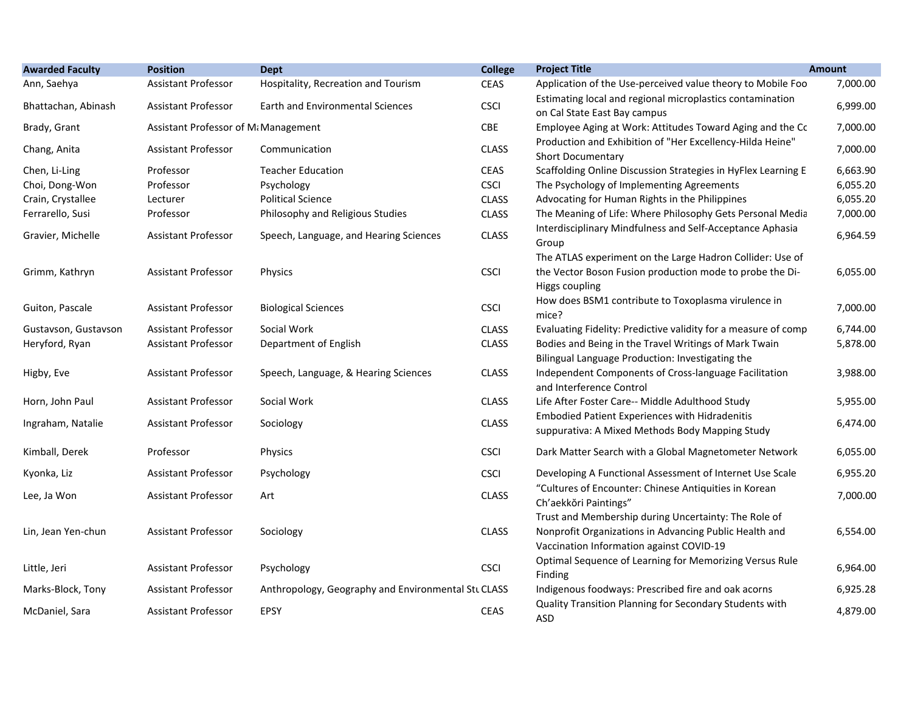| Awarded Faculty | Position | Dept | College | Project Title | Amount |
|---|---|---|---|---|---|
| Ann, Saehya | Assistant Professor | Hospitality, Recreation and Tourism | CEAS | Application of the Use-perceived value theory to Mobile Foo | 7,000.00 |
| Bhattachan, Abinash | Assistant Professor | Earth and Environmental Sciences | CSCI | Estimating local and regional microplastics contamination on Cal State East Bay campus | 6,999.00 |
| Brady, Grant | Assistant Professor of M: | Management | CBE | Employee Aging at Work: Attitudes Toward Aging and the Cc | 7,000.00 |
| Chang, Anita | Assistant Professor | Communication | CLASS | Production and Exhibition of "Her Excellency-Hilda Heine" Short Documentary | 7,000.00 |
| Chen, Li-Ling | Professor | Teacher Education | CEAS | Scaffolding Online Discussion Strategies in HyFlex Learning E | 6,663.90 |
| Choi, Dong-Won | Professor | Psychology | CSCI | The Psychology of Implementing Agreements | 6,055.20 |
| Crain, Crystallee | Lecturer | Political Science | CLASS | Advocating for Human Rights in the Philippines | 6,055.20 |
| Ferrarello, Susi | Professor | Philosophy and Religious Studies | CLASS | The Meaning of Life: Where Philosophy Gets Personal Media | 7,000.00 |
| Gravier, Michelle | Assistant Professor | Speech, Language, and Hearing Sciences | CLASS | Interdisciplinary Mindfulness and Self-Acceptance Aphasia Group | 6,964.59 |
| Grimm, Kathryn | Assistant Professor | Physics | CSCI | The ATLAS experiment on the Large Hadron Collider: Use of the Vector Boson Fusion production mode to probe the Di-Higgs coupling | 6,055.00 |
| Guiton, Pascale | Assistant Professor | Biological Sciences | CSCI | How does BSM1 contribute to Toxoplasma virulence in mice? | 7,000.00 |
| Gustavson, Gustavson | Assistant Professor | Social Work | CLASS | Evaluating Fidelity: Predictive validity for a measure of comp | 6,744.00 |
| Heryford, Ryan | Assistant Professor | Department of English | CLASS | Bodies and Being in the Travel Writings of Mark Twain | 5,878.00 |
| Higby, Eve | Assistant Professor | Speech, Language, & Hearing Sciences | CLASS | Bilingual Language Production: Investigating the Independent Components of Cross-language Facilitation and Interference Control | 3,988.00 |
| Horn, John Paul | Assistant Professor | Social Work | CLASS | Life After Foster Care-- Middle Adulthood Study | 5,955.00 |
| Ingraham, Natalie | Assistant Professor | Sociology | CLASS | Embodied Patient Experiences with Hidradenitis suppurativa: A Mixed Methods Body Mapping Study | 6,474.00 |
| Kimball, Derek | Professor | Physics | CSCI | Dark Matter Search with a Global Magnetometer Network | 6,055.00 |
| Kyonka, Liz | Assistant Professor | Psychology | CSCI | Developing A Functional Assessment of Internet Use Scale | 6,955.20 |
| Lee, Ja Won | Assistant Professor | Art | CLASS | “Cultures of Encounter: Chinese Antiquities in Korean Ch’aekkŏri Paintings” | 7,000.00 |
| Lin, Jean Yen-chun | Assistant Professor | Sociology | CLASS | Trust and Membership during Uncertainty: The Role of Nonprofit Organizations in Advancing Public Health and Vaccination Information against COVID-19 | 6,554.00 |
| Little, Jeri | Assistant Professor | Psychology | CSCI | Optimal Sequence of Learning for Memorizing Versus Rule Finding | 6,964.00 |
| Marks-Block, Tony | Assistant Professor | Anthropology, Geography and Environmental Stu | CLASS | Indigenous foodways: Prescribed fire and oak acorns | 6,925.28 |
| McDaniel, Sara | Assistant Professor | EPSY | CEAS | Quality Transition Planning for Secondary Students with ASD | 4,879.00 |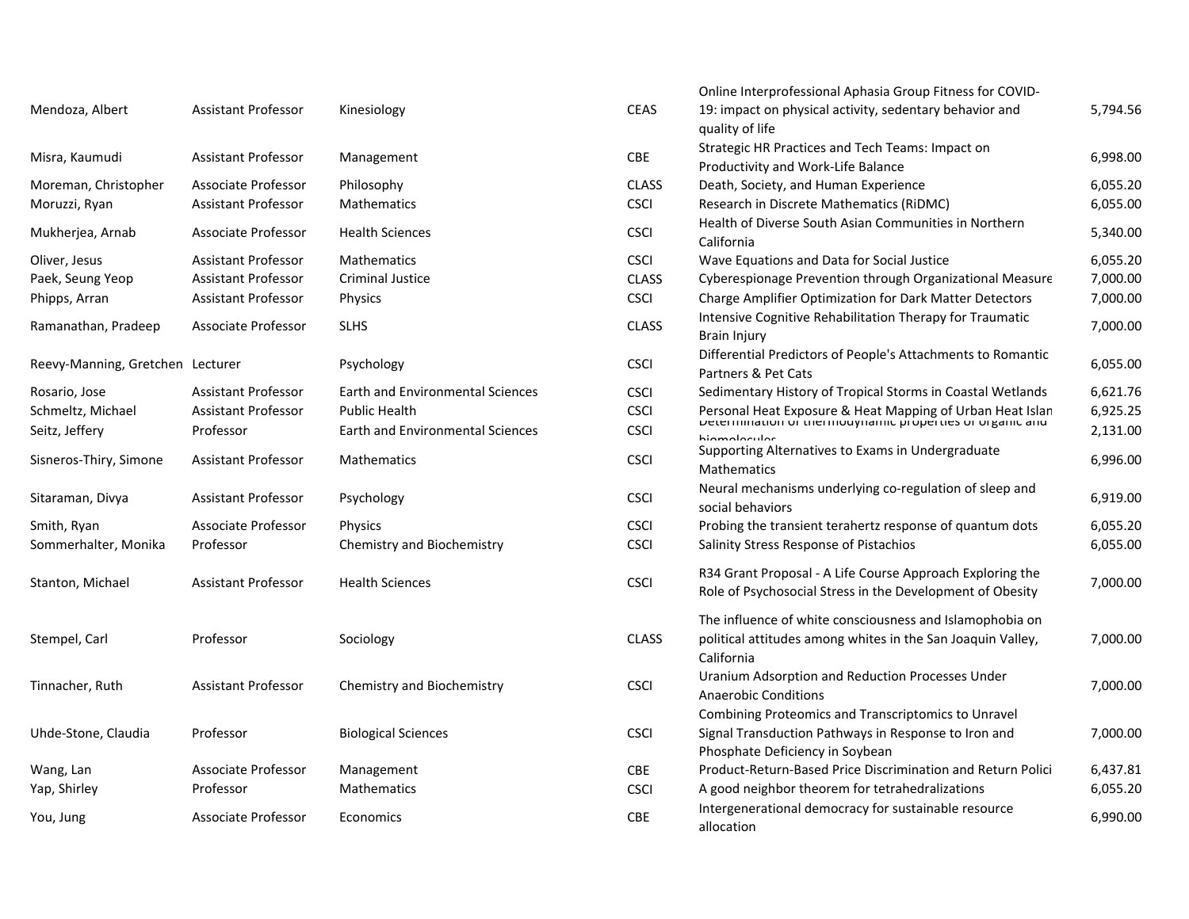| | | | | | |
|---|---|---|---|---|---|
| Mendoza, Albert | Assistant Professor | Kinesiology | CEAS | Online Interprofessional Aphasia Group Fitness for COVID-19: impact on physical activity, sedentary behavior and quality of life | 5,794.56 |
| Misra, Kaumudi | Assistant Professor | Management | CBE | Strategic HR Practices and Tech Teams: Impact on Productivity and Work-Life Balance | 6,998.00 |
| Moreman, Christopher | Associate Professor | Philosophy | CLASS | Death, Society, and Human Experience | 6,055.20 |
| Moruzzi, Ryan | Assistant Professor | Mathematics | CSCI | Research in Discrete Mathematics (RiDMC) | 6,055.00 |
| Mukherjea, Arnab | Associate Professor | Health Sciences | CSCI | Health of Diverse South Asian Communities in Northern California | 5,340.00 |
| Oliver, Jesus | Assistant Professor | Mathematics | CSCI | Wave Equations and Data for Social Justice | 6,055.20 |
| Paek, Seung Yeop | Assistant Professor | Criminal Justice | CLASS | Cyberespionage Prevention through Organizational Measure | 7,000.00 |
| Phipps, Arran | Assistant Professor | Physics | CSCI | Charge Amplifier Optimization for Dark Matter Detectors | 7,000.00 |
| Ramanathan, Pradeep | Associate Professor | SLHS | CLASS | Intensive Cognitive Rehabilitation Therapy for Traumatic Brain Injury | 7,000.00 |
| Reevy-Manning, Gretchen | Lecturer | Psychology | CSCI | Differential Predictors of People's Attachments to Romantic Partners & Pet Cats | 6,055.00 |
| Rosario, Jose | Assistant Professor | Earth and Environmental Sciences | CSCI | Sedimentary History of Tropical Storms in Coastal Wetlands | 6,621.76 |
| Schmeltz, Michael | Assistant Professor | Public Health | CSCI | Personal Heat Exposure & Heat Mapping of Urban Heat Islan | 6,925.25 |
| Seitz, Jeffery | Professor | Earth and Environmental Sciences | CSCI | Determination of thermodynamic properties of organic and biomolecules | 2,131.00 |
| Sisneros-Thiry, Simone | Assistant Professor | Mathematics | CSCI | Supporting Alternatives to Exams in Undergraduate Mathematics | 6,996.00 |
| Sitaraman, Divya | Assistant Professor | Psychology | CSCI | Neural mechanisms underlying co-regulation of sleep and social behaviors | 6,919.00 |
| Smith, Ryan | Associate Professor | Physics | CSCI | Probing the transient terahertz response of quantum dots | 6,055.20 |
| Sommerhalter, Monika | Professor | Chemistry and Biochemistry | CSCI | Salinity Stress Response of Pistachios | 6,055.00 |
| Stanton, Michael | Assistant Professor | Health Sciences | CSCI | R34 Grant Proposal - A Life Course Approach Exploring the Role of Psychosocial Stress in the Development of Obesity | 7,000.00 |
| Stempel, Carl | Professor | Sociology | CLASS | The influence of white consciousness and Islamophobia on political attitudes among whites in the San Joaquin Valley, California | 7,000.00 |
| Tinnacher, Ruth | Assistant Professor | Chemistry and Biochemistry | CSCI | Uranium Adsorption and Reduction Processes Under Anaerobic Conditions | 7,000.00 |
| Uhde-Stone, Claudia | Professor | Biological Sciences | CSCI | Combining Proteomics and Transcriptomics to Unravel Signal Transduction Pathways in Response to Iron and Phosphate Deficiency in Soybean | 7,000.00 |
| Wang, Lan | Associate Professor | Management | CBE | Product-Return-Based Price Discrimination and Return Polici | 6,437.81 |
| Yap, Shirley | Professor | Mathematics | CSCI | A good neighbor theorem for tetrahedralizations | 6,055.20 |
| You, Jung | Associate Professor | Economics | CBE | Intergenerational democracy for sustainable resource allocation | 6,990.00 |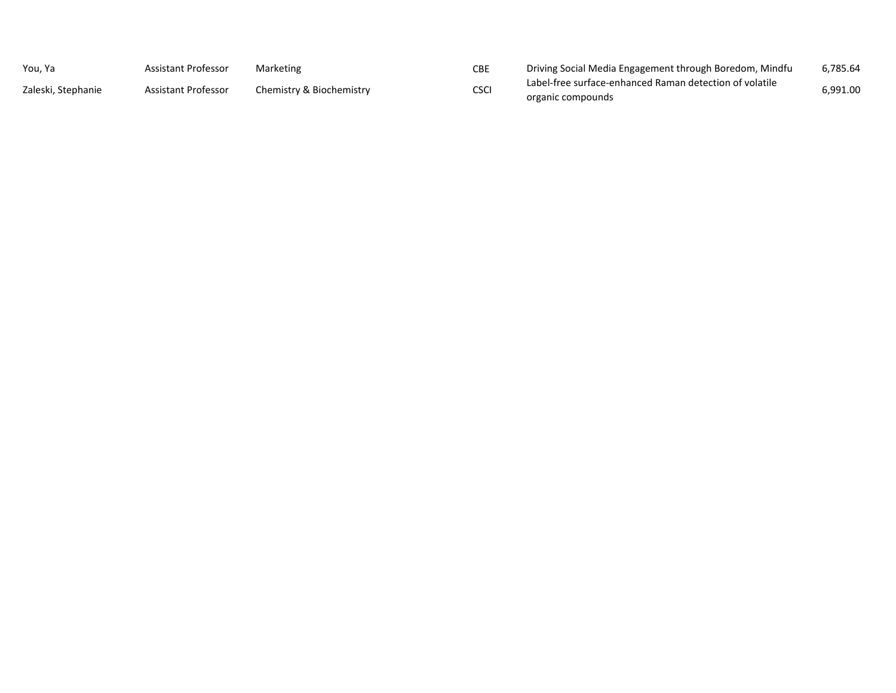| | | | | | |
|---|---|---|---|---|---|
| You, Ya | Assistant Professor | Marketing | CBE | Driving Social Media Engagement through Boredom, Mindfu | 6,785.64 |
| Zaleski, Stephanie | Assistant Professor | Chemistry & Biochemistry | CSCI | Label-free surface-enhanced Raman detection of volatile organic compounds | 6,991.00 |